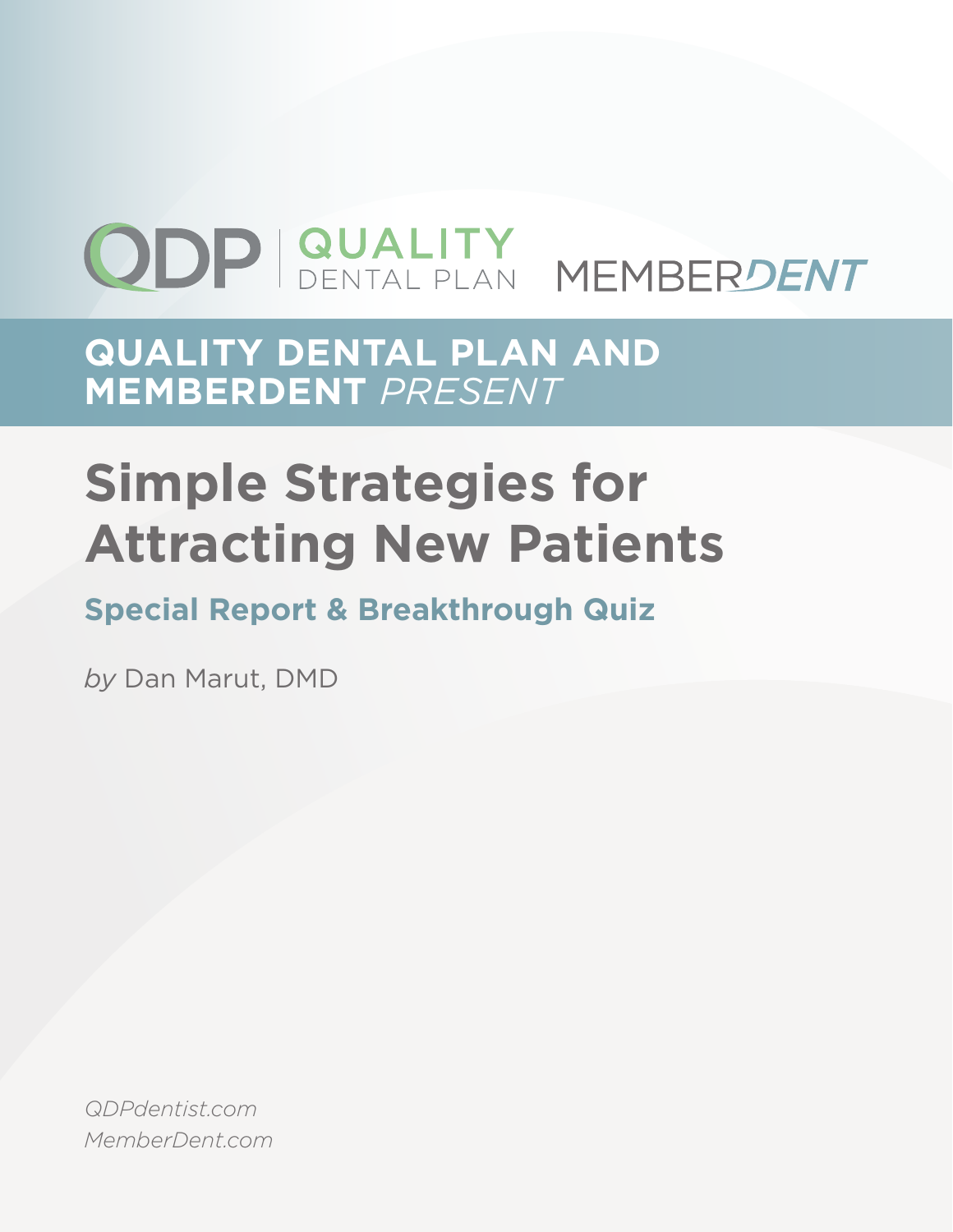QDP | QUALITY DENTAL PLAN    MEMBERDENT

**QUALITY DENTAL PLAN AND MEMBERDENT** *PRESENT*

# Simple Strategies for Attracting New Patients

## Special Report & Breakthrough Quiz

*by* Dan Marut, DMD

*QDPdentist.com*
*MemberDent.com*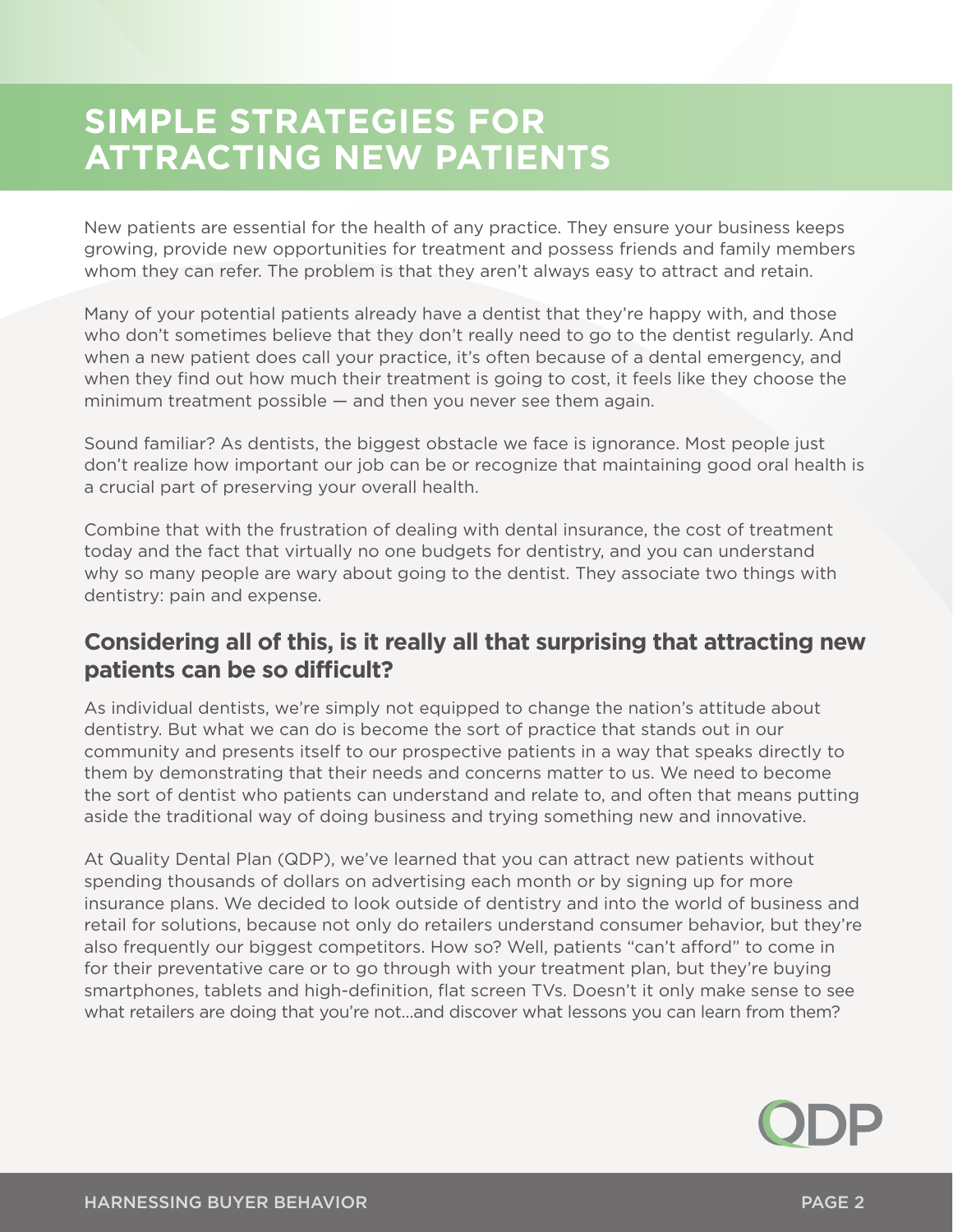# SIMPLE STRATEGIES FOR ATTRACTING NEW PATIENTS

New patients are essential for the health of any practice. They ensure your business keeps growing, provide new opportunities for treatment and possess friends and family members whom they can refer. The problem is that they aren't always easy to attract and retain.

Many of your potential patients already have a dentist that they're happy with, and those who don't sometimes believe that they don't really need to go to the dentist regularly. And when a new patient does call your practice, it's often because of a dental emergency, and when they find out how much their treatment is going to cost, it feels like they choose the minimum treatment possible — and then you never see them again.

Sound familiar? As dentists, the biggest obstacle we face is ignorance. Most people just don't realize how important our job can be or recognize that maintaining good oral health is a crucial part of preserving your overall health.

Combine that with the frustration of dealing with dental insurance, the cost of treatment today and the fact that virtually no one budgets for dentistry, and you can understand why so many people are wary about going to the dentist. They associate two things with dentistry: pain and expense.

## Considering all of this, is it really all that surprising that attracting new patients can be so difficult?

As individual dentists, we're simply not equipped to change the nation's attitude about dentistry. But what we can do is become the sort of practice that stands out in our community and presents itself to our prospective patients in a way that speaks directly to them by demonstrating that their needs and concerns matter to us. We need to become the sort of dentist who patients can understand and relate to, and often that means putting aside the traditional way of doing business and trying something new and innovative.

At Quality Dental Plan (QDP), we've learned that you can attract new patients without spending thousands of dollars on advertising each month or by signing up for more insurance plans. We decided to look outside of dentistry and into the world of business and retail for solutions, because not only do retailers understand consumer behavior, but they're also frequently our biggest competitors. How so? Well, patients "can't afford" to come in for their preventative care or to go through with your treatment plan, but they're buying smartphones, tablets and high-definition, flat screen TVs. Doesn't it only make sense to see what retailers are doing that you're not…and discover what lessons you can learn from them?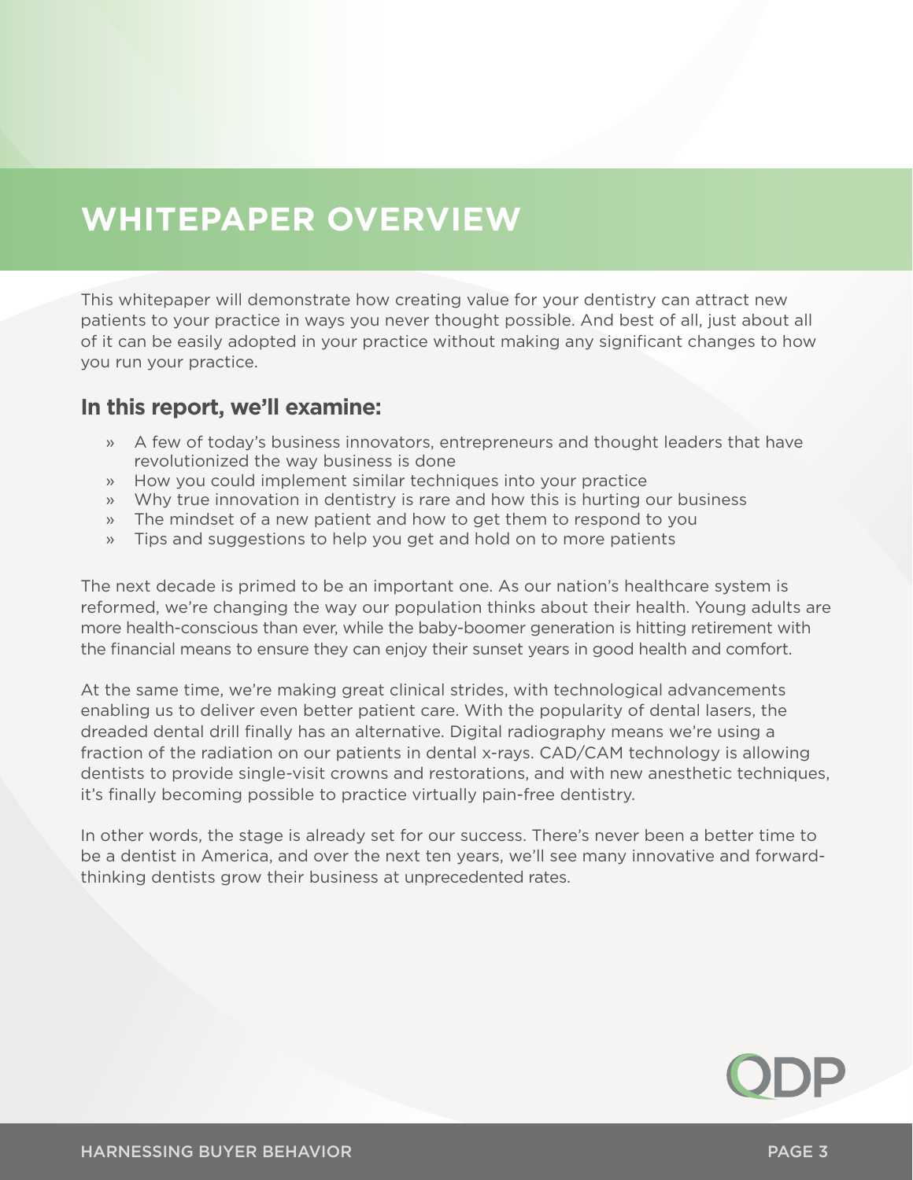# WHITEPAPER OVERVIEW

This whitepaper will demonstrate how creating value for your dentistry can attract new patients to your practice in ways you never thought possible. And best of all, just about all of it can be easily adopted in your practice without making any significant changes to how you run your practice.

## In this report, we'll examine:

- A few of today's business innovators, entrepreneurs and thought leaders that have revolutionized the way business is done
- How you could implement similar techniques into your practice
- Why true innovation in dentistry is rare and how this is hurting our business
- The mindset of a new patient and how to get them to respond to you
- Tips and suggestions to help you get and hold on to more patients

The next decade is primed to be an important one. As our nation's healthcare system is reformed, we're changing the way our population thinks about their health. Young adults are more health-conscious than ever, while the baby-boomer generation is hitting retirement with the financial means to ensure they can enjoy their sunset years in good health and comfort.

At the same time, we're making great clinical strides, with technological advancements enabling us to deliver even better patient care. With the popularity of dental lasers, the dreaded dental drill finally has an alternative. Digital radiography means we're using a fraction of the radiation on our patients in dental x-rays. CAD/CAM technology is allowing dentists to provide single-visit crowns and restorations, and with new anesthetic techniques, it's finally becoming possible to practice virtually pain-free dentistry.

In other words, the stage is already set for our success. There's never been a better time to be a dentist in America, and over the next ten years, we'll see many innovative and forward-thinking dentists grow their business at unprecedented rates.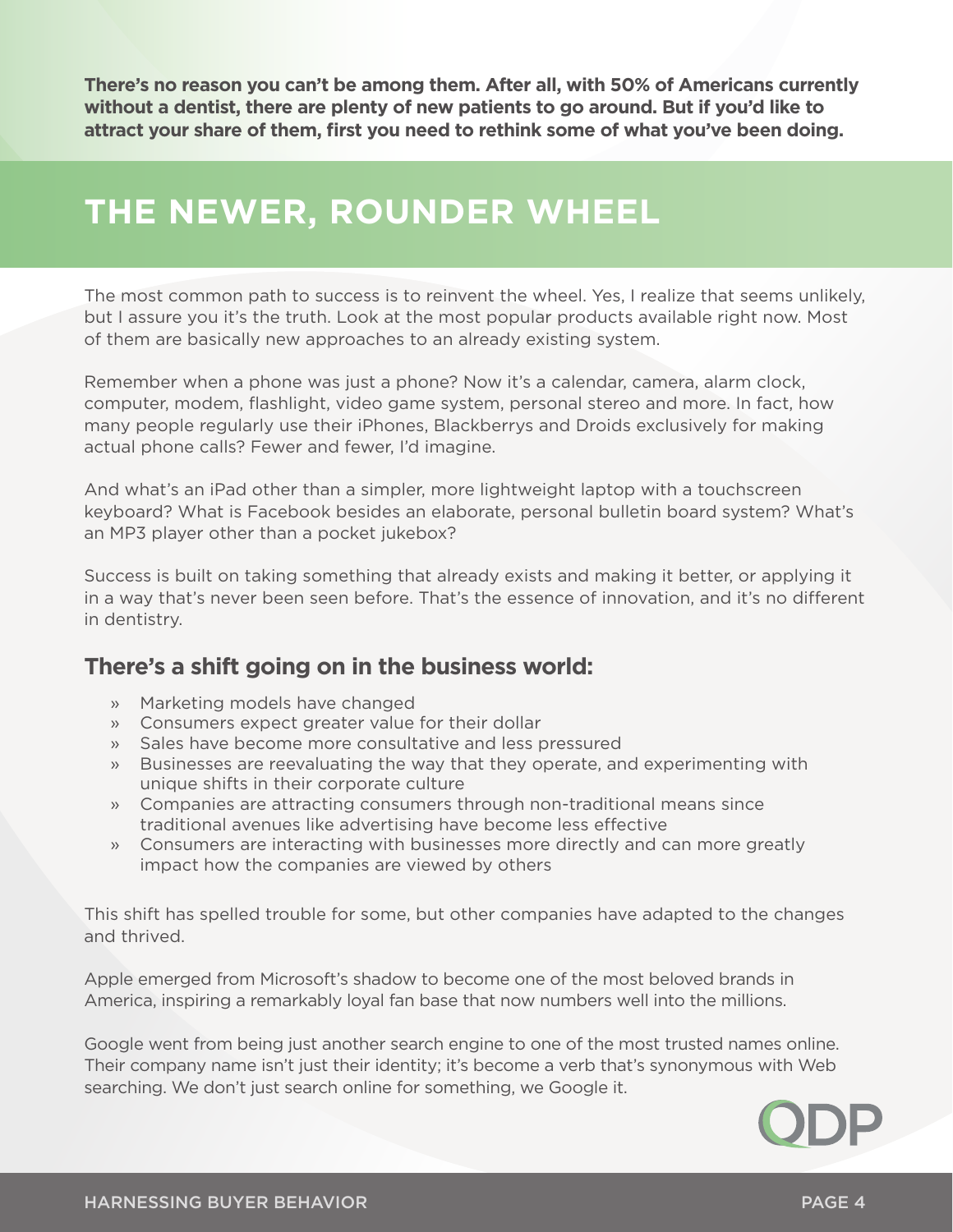**There's no reason you can't be among them. After all, with 50% of Americans currently without a dentist, there are plenty of new patients to go around. But if you'd like to attract your share of them, first you need to rethink some of what you've been doing.**

## THE NEWER, ROUNDER WHEEL

The most common path to success is to reinvent the wheel. Yes, I realize that seems unlikely, but I assure you it's the truth. Look at the most popular products available right now. Most of them are basically new approaches to an already existing system.

Remember when a phone was just a phone? Now it's a calendar, camera, alarm clock, computer, modem, flashlight, video game system, personal stereo and more. In fact, how many people regularly use their iPhones, Blackberrys and Droids exclusively for making actual phone calls? Fewer and fewer, I'd imagine.

And what's an iPad other than a simpler, more lightweight laptop with a touchscreen keyboard? What is Facebook besides an elaborate, personal bulletin board system? What's an MP3 player other than a pocket jukebox?

Success is built on taking something that already exists and making it better, or applying it in a way that's never been seen before. That's the essence of innovation, and it's no different in dentistry.

### There's a shift going on in the business world:

- Marketing models have changed
- Consumers expect greater value for their dollar
- Sales have become more consultative and less pressured
- Businesses are reevaluating the way that they operate, and experimenting with unique shifts in their corporate culture
- Companies are attracting consumers through non-traditional means since traditional avenues like advertising have become less effective
- Consumers are interacting with businesses more directly and can more greatly impact how the companies are viewed by others

This shift has spelled trouble for some, but other companies have adapted to the changes and thrived.

Apple emerged from Microsoft's shadow to become one of the most beloved brands in America, inspiring a remarkably loyal fan base that now numbers well into the millions.

Google went from being just another search engine to one of the most trusted names online. Their company name isn't just their identity; it's become a verb that's synonymous with Web searching. We don't just search online for something, we Google it.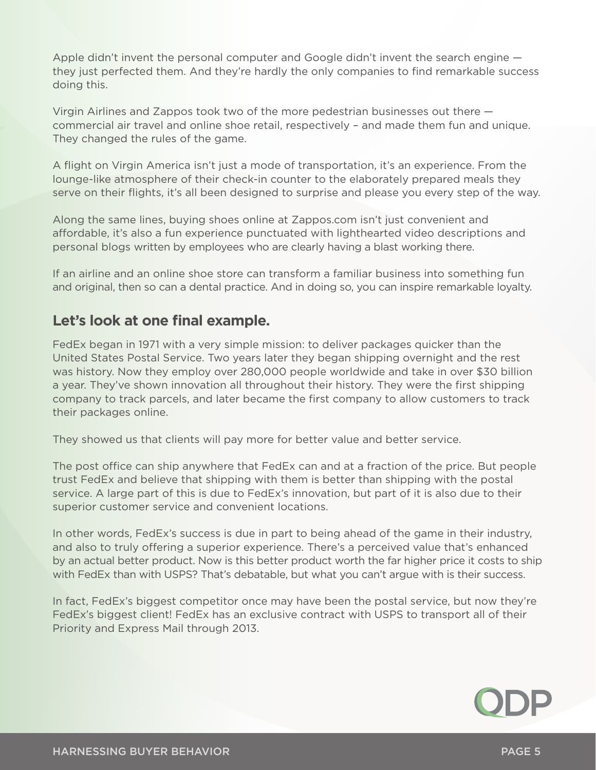Apple didn't invent the personal computer and Google didn't invent the search engine — they just perfected them. And they're hardly the only companies to find remarkable success doing this.

Virgin Airlines and Zappos took two of the more pedestrian businesses out there — commercial air travel and online shoe retail, respectively – and made them fun and unique. They changed the rules of the game.

A flight on Virgin America isn't just a mode of transportation, it's an experience. From the lounge-like atmosphere of their check-in counter to the elaborately prepared meals they serve on their flights, it's all been designed to surprise and please you every step of the way.

Along the same lines, buying shoes online at Zappos.com isn't just convenient and affordable, it's also a fun experience punctuated with lighthearted video descriptions and personal blogs written by employees who are clearly having a blast working there.

If an airline and an online shoe store can transform a familiar business into something fun and original, then so can a dental practice. And in doing so, you can inspire remarkable loyalty.

## Let's look at one final example.

FedEx began in 1971 with a very simple mission: to deliver packages quicker than the United States Postal Service. Two years later they began shipping overnight and the rest was history. Now they employ over 280,000 people worldwide and take in over $30 billion a year. They've shown innovation all throughout their history. They were the first shipping company to track parcels, and later became the first company to allow customers to track their packages online.

They showed us that clients will pay more for better value and better service.

The post office can ship anywhere that FedEx can and at a fraction of the price. But people trust FedEx and believe that shipping with them is better than shipping with the postal service. A large part of this is due to FedEx's innovation, but part of it is also due to their superior customer service and convenient locations.

In other words, FedEx's success is due in part to being ahead of the game in their industry, and also to truly offering a superior experience. There's a perceived value that's enhanced by an actual better product. Now is this better product worth the far higher price it costs to ship with FedEx than with USPS? That's debatable, but what you can't argue with is their success.

In fact, FedEx's biggest competitor once may have been the postal service, but now they're FedEx's biggest client! FedEx has an exclusive contract with USPS to transport all of their Priority and Express Mail through 2013.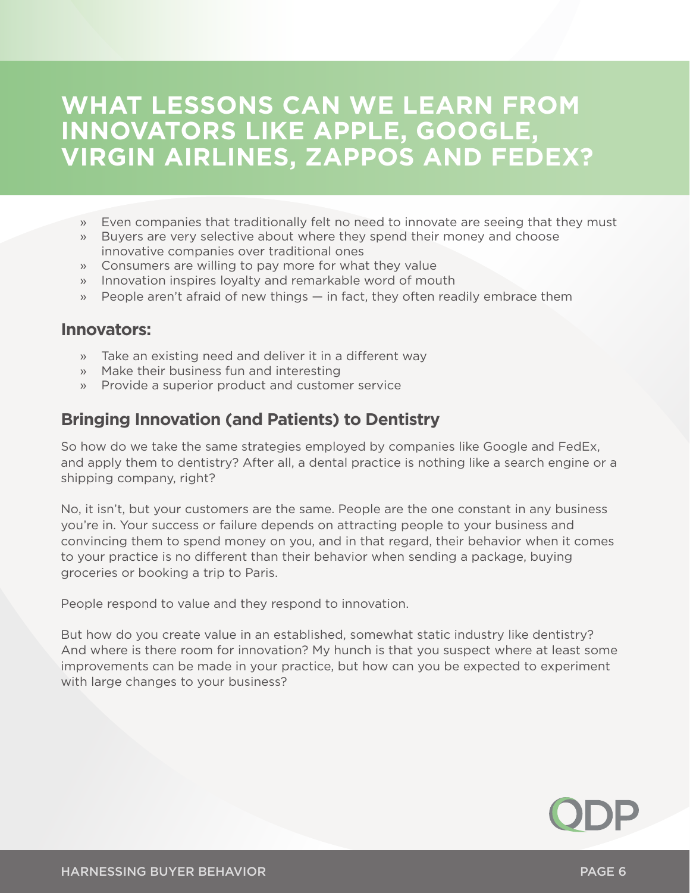# WHAT LESSONS CAN WE LEARN FROM INNOVATORS LIKE APPLE, GOOGLE, VIRGIN AIRLINES, ZAPPOS AND FEDEX?

- Even companies that traditionally felt no need to innovate are seeing that they must
- Buyers are very selective about where they spend their money and choose innovative companies over traditional ones
- Consumers are willing to pay more for what they value
- Innovation inspires loyalty and remarkable word of mouth
- People aren't afraid of new things — in fact, they often readily embrace them

## Innovators:

- Take an existing need and deliver it in a different way
- Make their business fun and interesting
- Provide a superior product and customer service

## Bringing Innovation (and Patients) to Dentistry

So how do we take the same strategies employed by companies like Google and FedEx, and apply them to dentistry? After all, a dental practice is nothing like a search engine or a shipping company, right?

No, it isn't, but your customers are the same. People are the one constant in any business you're in. Your success or failure depends on attracting people to your business and convincing them to spend money on you, and in that regard, their behavior when it comes to your practice is no different than their behavior when sending a package, buying groceries or booking a trip to Paris.

People respond to value and they respond to innovation.

But how do you create value in an established, somewhat static industry like dentistry? And where is there room for innovation? My hunch is that you suspect where at least some improvements can be made in your practice, but how can you be expected to experiment with large changes to your business?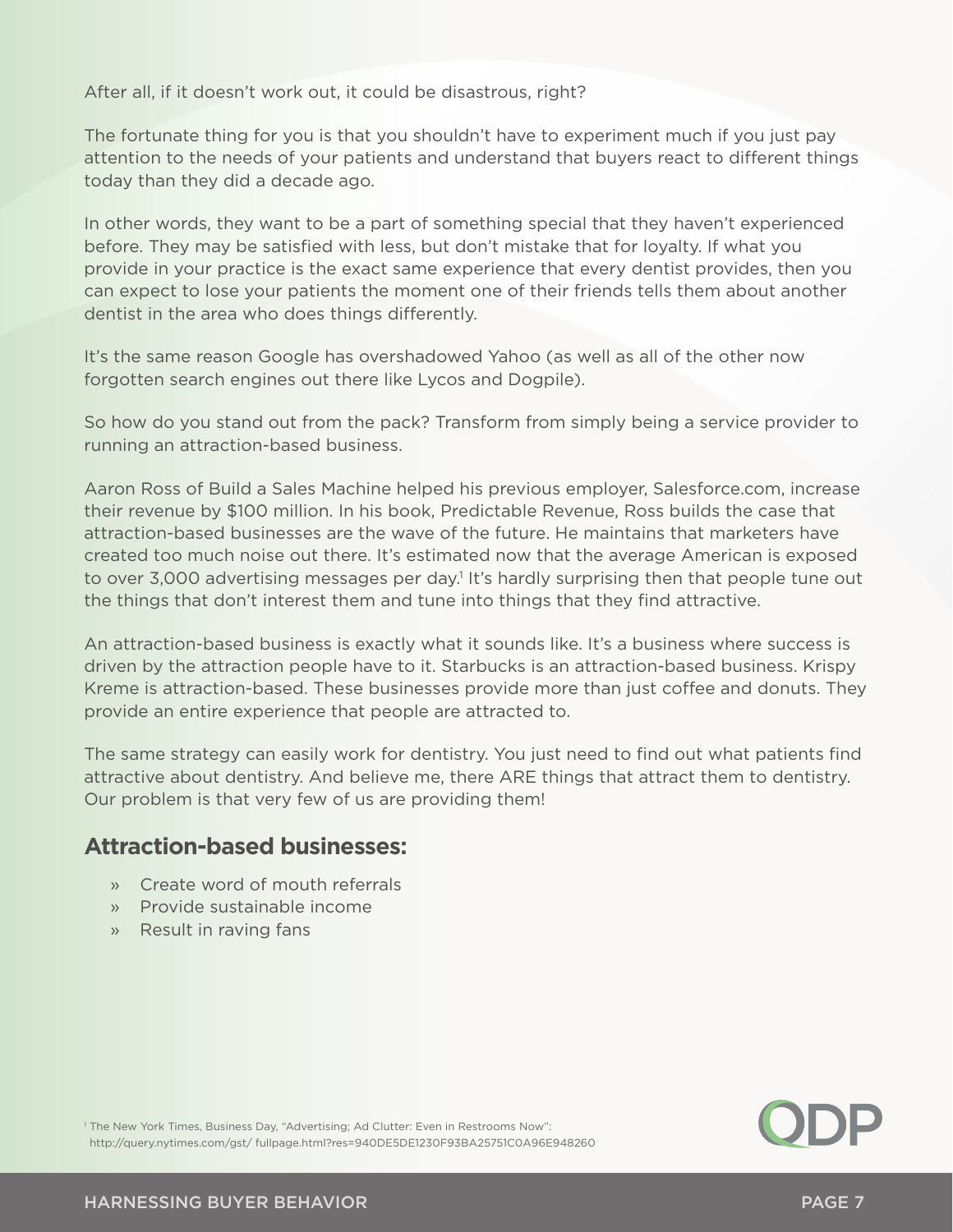After all, if it doesn't work out, it could be disastrous, right?

The fortunate thing for you is that you shouldn't have to experiment much if you just pay attention to the needs of your patients and understand that buyers react to different things today than they did a decade ago.

In other words, they want to be a part of something special that they haven't experienced before. They may be satisfied with less, but don't mistake that for loyalty. If what you provide in your practice is the exact same experience that every dentist provides, then you can expect to lose your patients the moment one of their friends tells them about another dentist in the area who does things differently.

It's the same reason Google has overshadowed Yahoo (as well as all of the other now forgotten search engines out there like Lycos and Dogpile).

So how do you stand out from the pack? Transform from simply being a service provider to running an attraction-based business.

Aaron Ross of Build a Sales Machine helped his previous employer, Salesforce.com, increase their revenue by $100 million. In his book, Predictable Revenue, Ross builds the case that attraction-based businesses are the wave of the future. He maintains that marketers have created too much noise out there. It's estimated now that the average American is exposed to over 3,000 advertising messages per day.[1] It's hardly surprising then that people tune out the things that don't interest them and tune into things that they find attractive.

An attraction-based business is exactly what it sounds like. It's a business where success is driven by the attraction people have to it. Starbucks is an attraction-based business. Krispy Kreme is attraction-based. These businesses provide more than just coffee and donuts. They provide an entire experience that people are attracted to.

The same strategy can easily work for dentistry. You just need to find out what patients find attractive about dentistry. And believe me, there ARE things that attract them to dentistry. Our problem is that very few of us are providing them!

## Attraction-based businesses:

- Create word of mouth referrals
- Provide sustainable income
- Result in raving fans

[1] The New York Times, Business Day, "Advertising; Ad Clutter: Even in Restrooms Now": http://query.nytimes.com/gst/ fullpage.html?res=940DE5DE1230F93BA25751C0A96E948260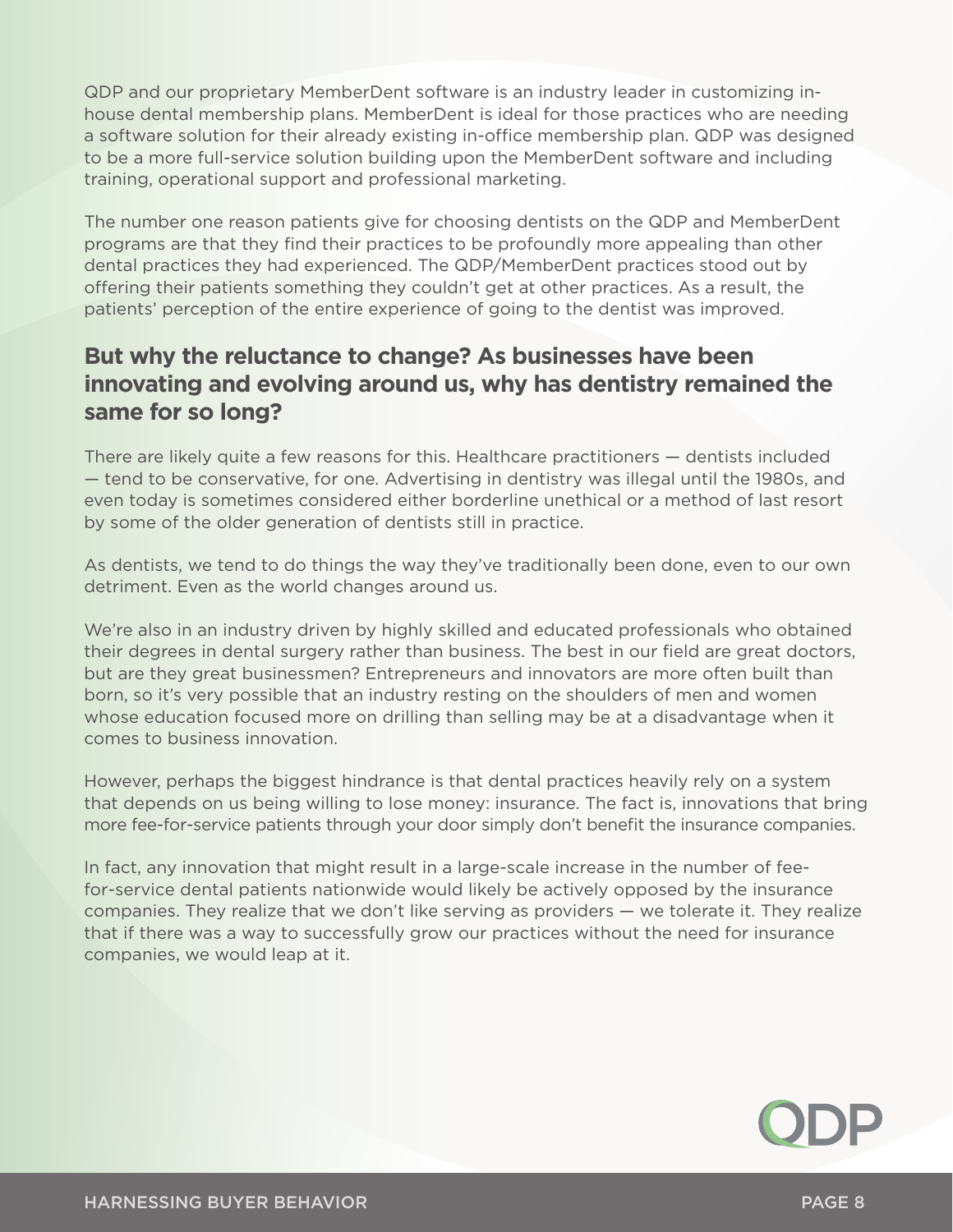QDP and our proprietary MemberDent software is an industry leader in customizing in-house dental membership plans. MemberDent is ideal for those practices who are needing a software solution for their already existing in-office membership plan. QDP was designed to be a more full-service solution building upon the MemberDent software and including training, operational support and professional marketing.

The number one reason patients give for choosing dentists on the QDP and MemberDent programs are that they find their practices to be profoundly more appealing than other dental practices they had experienced. The QDP/MemberDent practices stood out by offering their patients something they couldn't get at other practices. As a result, the patients' perception of the entire experience of going to the dentist was improved.

## But why the reluctance to change? As businesses have been innovating and evolving around us, why has dentistry remained the same for so long?

There are likely quite a few reasons for this. Healthcare practitioners — dentists included — tend to be conservative, for one. Advertising in dentistry was illegal until the 1980s, and even today is sometimes considered either borderline unethical or a method of last resort by some of the older generation of dentists still in practice.

As dentists, we tend to do things the way they've traditionally been done, even to our own detriment. Even as the world changes around us.

We're also in an industry driven by highly skilled and educated professionals who obtained their degrees in dental surgery rather than business. The best in our field are great doctors, but are they great businessmen? Entrepreneurs and innovators are more often built than born, so it's very possible that an industry resting on the shoulders of men and women whose education focused more on drilling than selling may be at a disadvantage when it comes to business innovation.

However, perhaps the biggest hindrance is that dental practices heavily rely on a system that depends on us being willing to lose money: insurance. The fact is, innovations that bring more fee-for-service patients through your door simply don't benefit the insurance companies.

In fact, any innovation that might result in a large-scale increase in the number of fee-for-service dental patients nationwide would likely be actively opposed by the insurance companies. They realize that we don't like serving as providers — we tolerate it. They realize that if there was a way to successfully grow our practices without the need for insurance companies, we would leap at it.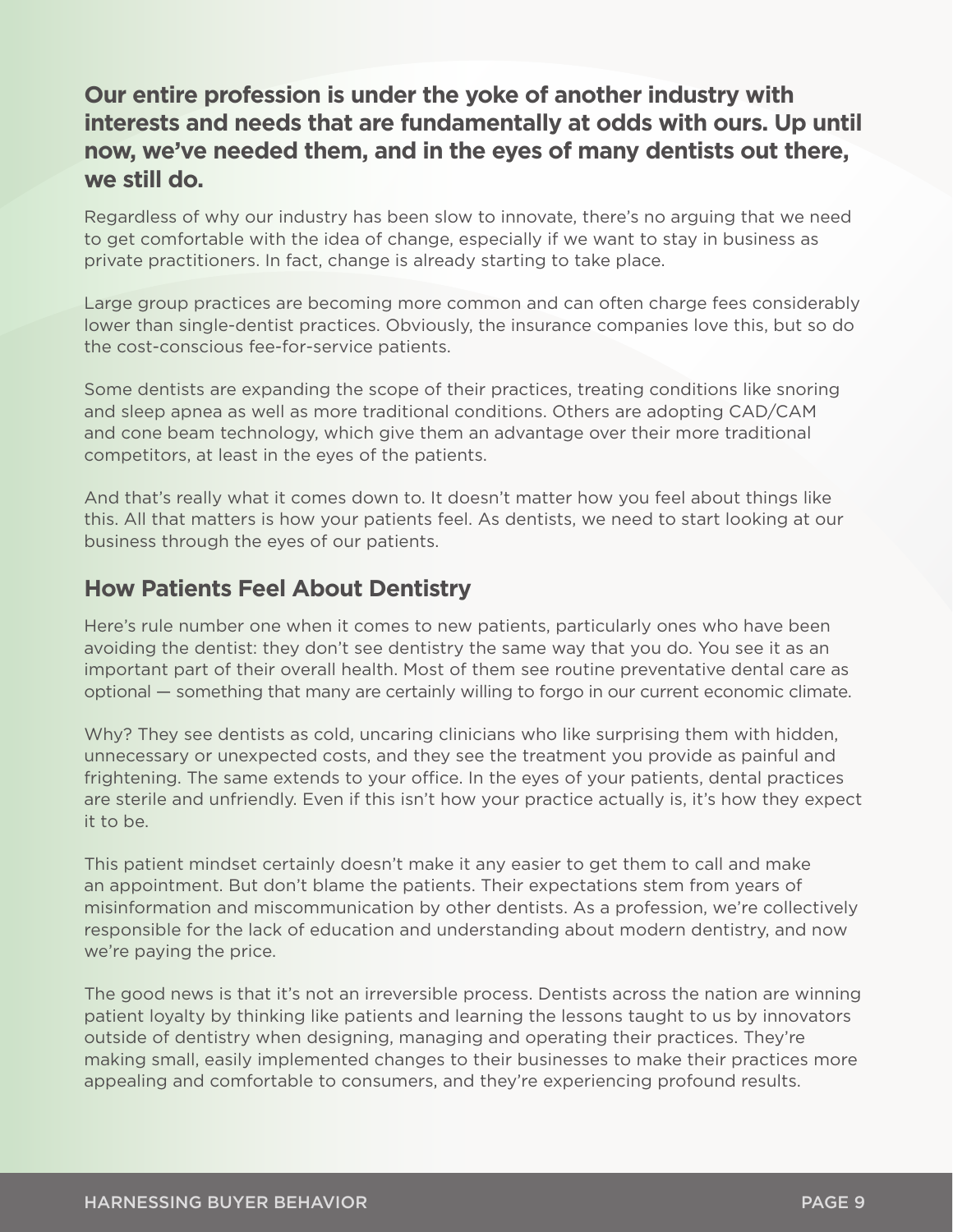**Our entire profession is under the yoke of another industry with interests and needs that are fundamentally at odds with ours. Up until now, we've needed them, and in the eyes of many dentists out there, we still do.**

Regardless of why our industry has been slow to innovate, there's no arguing that we need to get comfortable with the idea of change, especially if we want to stay in business as private practitioners. In fact, change is already starting to take place.

Large group practices are becoming more common and can often charge fees considerably lower than single-dentist practices. Obviously, the insurance companies love this, but so do the cost-conscious fee-for-service patients.

Some dentists are expanding the scope of their practices, treating conditions like snoring and sleep apnea as well as more traditional conditions. Others are adopting CAD/CAM and cone beam technology, which give them an advantage over their more traditional competitors, at least in the eyes of the patients.

And that's really what it comes down to. It doesn't matter how you feel about things like this. All that matters is how your patients feel. As dentists, we need to start looking at our business through the eyes of our patients.

## How Patients Feel About Dentistry

Here's rule number one when it comes to new patients, particularly ones who have been avoiding the dentist: they don't see dentistry the same way that you do. You see it as an important part of their overall health. Most of them see routine preventative dental care as optional — something that many are certainly willing to forgo in our current economic climate.

Why? They see dentists as cold, uncaring clinicians who like surprising them with hidden, unnecessary or unexpected costs, and they see the treatment you provide as painful and frightening. The same extends to your office. In the eyes of your patients, dental practices are sterile and unfriendly. Even if this isn't how your practice actually is, it's how they expect it to be.

This patient mindset certainly doesn't make it any easier to get them to call and make an appointment. But don't blame the patients. Their expectations stem from years of misinformation and miscommunication by other dentists. As a profession, we're collectively responsible for the lack of education and understanding about modern dentistry, and now we're paying the price.

The good news is that it's not an irreversible process. Dentists across the nation are winning patient loyalty by thinking like patients and learning the lessons taught to us by innovators outside of dentistry when designing, managing and operating their practices. They're making small, easily implemented changes to their businesses to make their practices more appealing and comfortable to consumers, and they're experiencing profound results.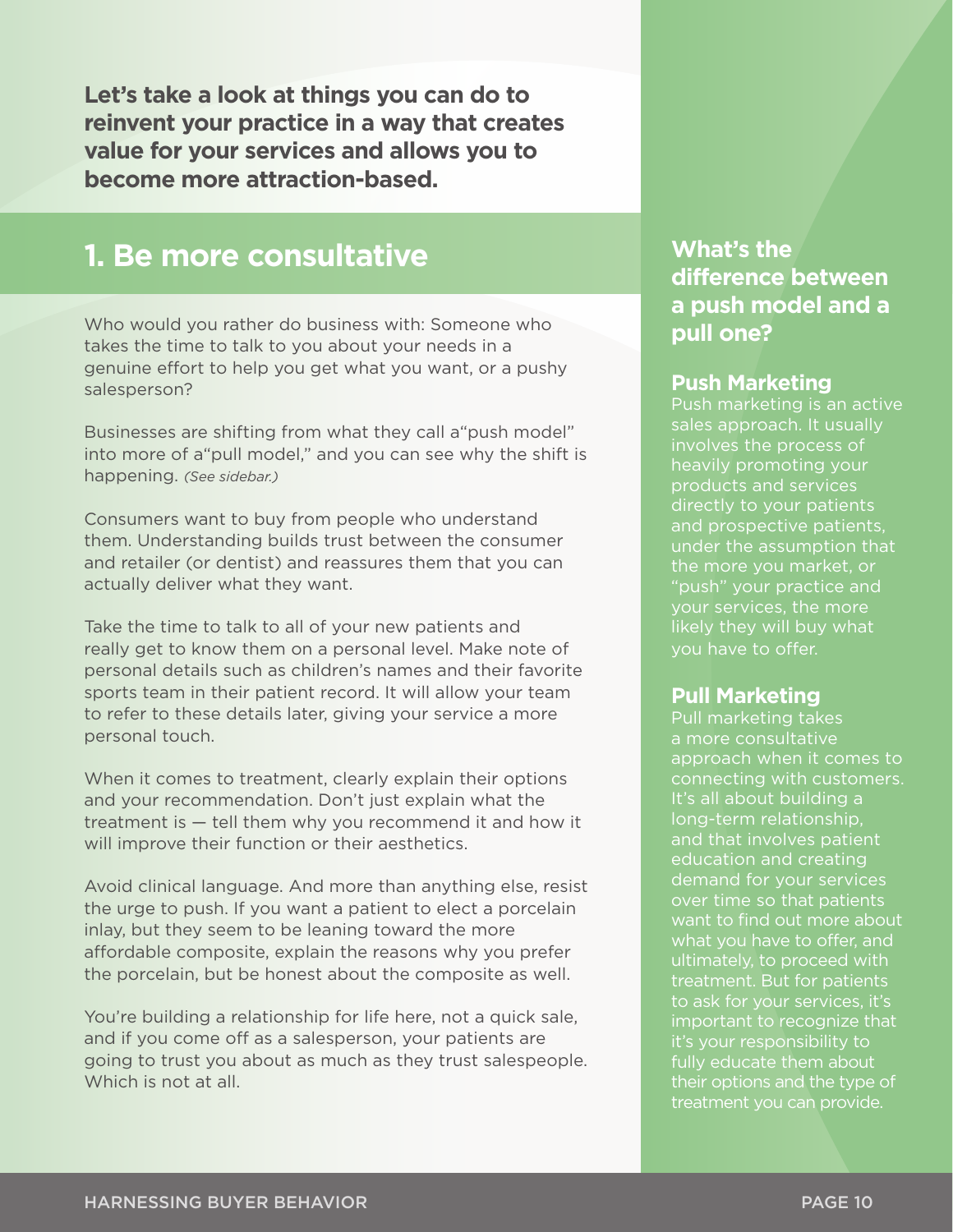**Let's take a look at things you can do to reinvent your practice in a way that creates value for your services and allows you to become more attraction-based.**

## 1. Be more consultative

Who would you rather do business with: Someone who takes the time to talk to you about your needs in a genuine effort to help you get what you want, or a pushy salesperson?

Businesses are shifting from what they call a"push model" into more of a"pull model," and you can see why the shift is happening. *(See sidebar.)*

Consumers want to buy from people who understand them. Understanding builds trust between the consumer and retailer (or dentist) and reassures them that you can actually deliver what they want.

Take the time to talk to all of your new patients and really get to know them on a personal level. Make note of personal details such as children's names and their favorite sports team in their patient record. It will allow your team to refer to these details later, giving your service a more personal touch.

When it comes to treatment, clearly explain their options and your recommendation. Don't just explain what the treatment is — tell them why you recommend it and how it will improve their function or their aesthetics.

Avoid clinical language. And more than anything else, resist the urge to push. If you want a patient to elect a porcelain inlay, but they seem to be leaning toward the more affordable composite, explain the reasons why you prefer the porcelain, but be honest about the composite as well.

You're building a relationship for life here, not a quick sale, and if you come off as a salesperson, your patients are going to trust you about as much as they trust salespeople. Which is not at all.

### What's the difference between a push model and a pull one?

#### Push Marketing

Push marketing is an active sales approach. It usually involves the process of heavily promoting your products and services directly to your patients and prospective patients, under the assumption that the more you market, or "push" your practice and your services, the more likely they will buy what you have to offer.

#### Pull Marketing

Pull marketing takes a more consultative approach when it comes to connecting with customers. It's all about building a long-term relationship, and that involves patient education and creating demand for your services over time so that patients want to find out more about what you have to offer, and ultimately, to proceed with treatment. But for patients to ask for your services, it's important to recognize that it's your responsibility to fully educate them about their options and the type of treatment you can provide.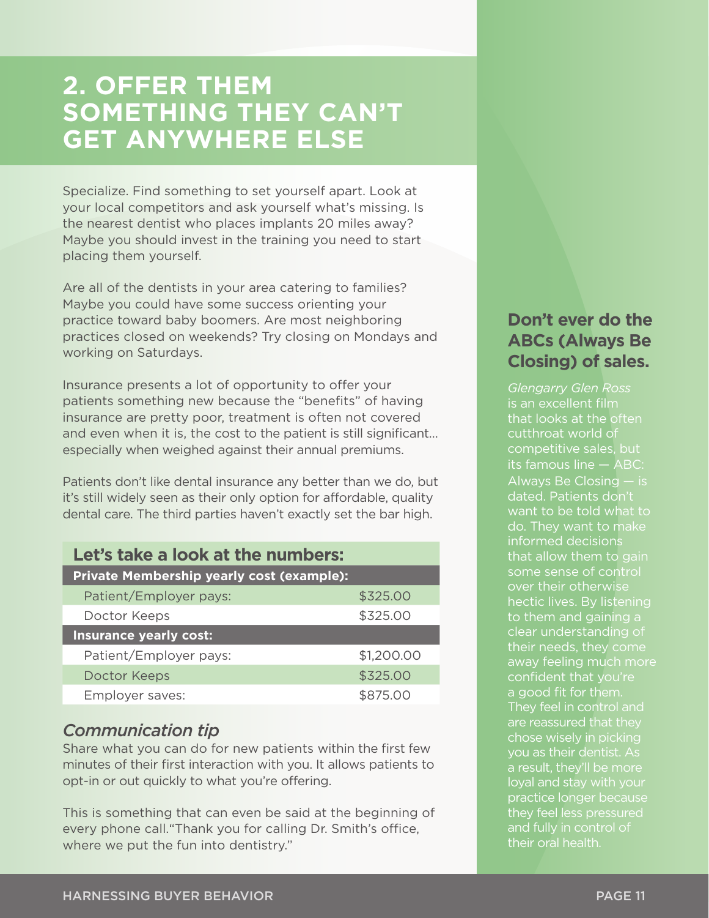## 2. OFFER THEM SOMETHING THEY CAN'T GET ANYWHERE ELSE

Specialize. Find something to set yourself apart. Look at your local competitors and ask yourself what's missing. Is the nearest dentist who places implants 20 miles away? Maybe you should invest in the training you need to start placing them yourself.

Are all of the dentists in your area catering to families? Maybe you could have some success orienting your practice toward baby boomers. Are most neighboring practices closed on weekends? Try closing on Mondays and working on Saturdays.

Insurance presents a lot of opportunity to offer your patients something new because the "benefits" of having insurance are pretty poor, treatment is often not covered and even when it is, the cost to the patient is still significant... especially when weighed against their annual premiums.

Patients don't like dental insurance any better than we do, but it's still widely seen as their only option for affordable, quality dental care. The third parties haven't exactly set the bar high.

### Let's take a look at the numbers:

| **Private Membership yearly cost (example):** | |
|---|---|
| Patient/Employer pays: | $325.00 |
| Doctor Keeps | $325.00 |
| **Insurance yearly cost:** | |
| Patient/Employer pays: | $1,200.00 |
| Doctor Keeps | $325.00 |
| Employer saves: | $875.00 |

### *Communication tip*

Share what you can do for new patients within the first few minutes of their first interaction with you. It allows patients to opt-in or out quickly to what you're offering.

This is something that can even be said at the beginning of every phone call."Thank you for calling Dr. Smith's office, where we put the fun into dentistry."

### Don't ever do the ABCs (Always Be Closing) of sales.

*Glengarry Glen Ross* is an excellent film that looks at the often cutthroat world of competitive sales, but its famous line — ABC: Always Be Closing — is dated. Patients don't want to be told what to do. They want to make informed decisions that allow them to gain some sense of control over their otherwise hectic lives. By listening to them and gaining a clear understanding of their needs, they come away feeling much more confident that you're a good fit for them. They feel in control and are reassured that they chose wisely in picking you as their dentist. As a result, they'll be more loyal and stay with your practice longer because they feel less pressured and fully in control of their oral health.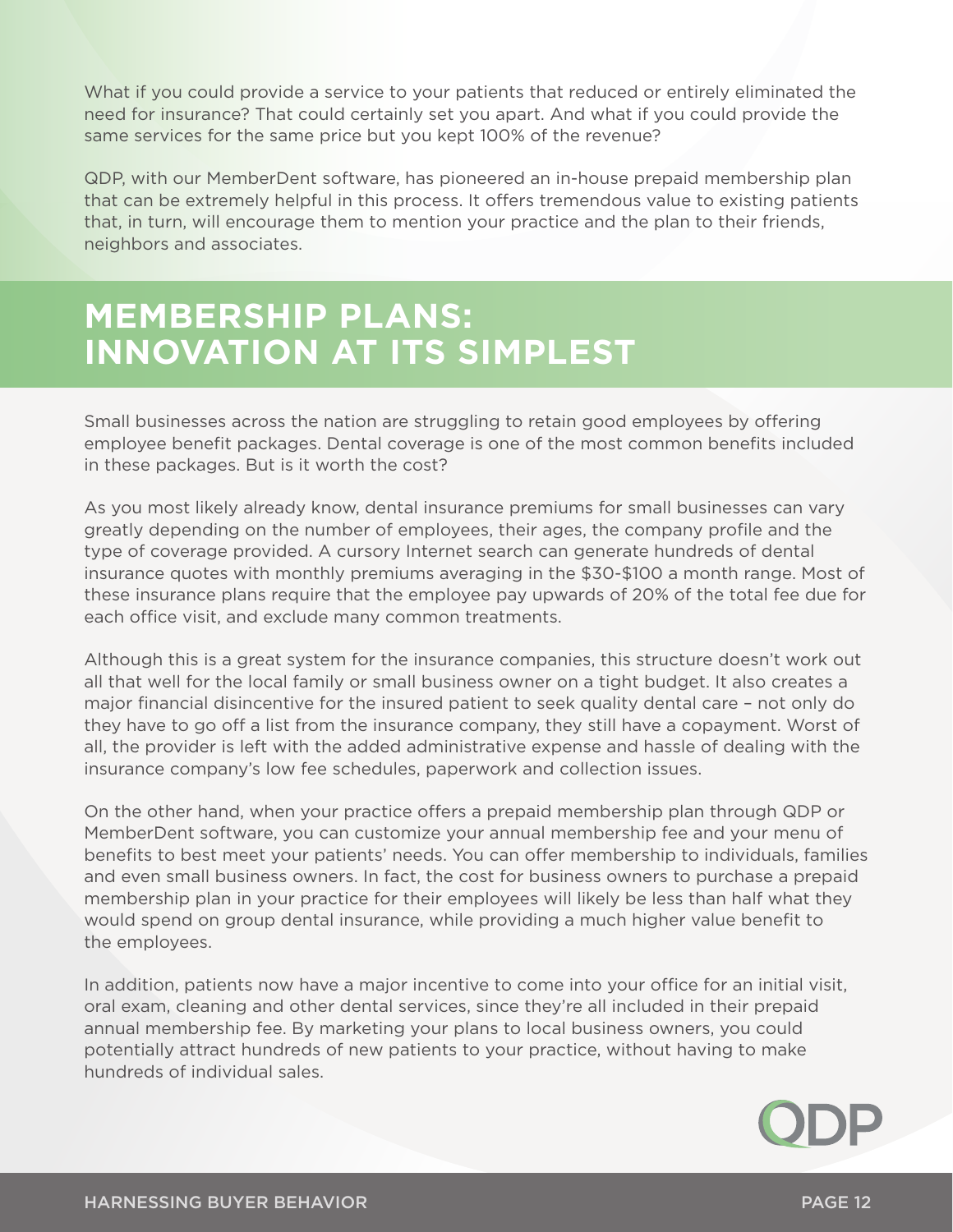What if you could provide a service to your patients that reduced or entirely eliminated the need for insurance? That could certainly set you apart. And what if you could provide the same services for the same price but you kept 100% of the revenue?

QDP, with our MemberDent software, has pioneered an in-house prepaid membership plan that can be extremely helpful in this process. It offers tremendous value to existing patients that, in turn, will encourage them to mention your practice and the plan to their friends, neighbors and associates.

## MEMBERSHIP PLANS: INNOVATION AT ITS SIMPLEST

Small businesses across the nation are struggling to retain good employees by offering employee benefit packages. Dental coverage is one of the most common benefits included in these packages. But is it worth the cost?

As you most likely already know, dental insurance premiums for small businesses can vary greatly depending on the number of employees, their ages, the company profile and the type of coverage provided. A cursory Internet search can generate hundreds of dental insurance quotes with monthly premiums averaging in the $30-$100 a month range. Most of these insurance plans require that the employee pay upwards of 20% of the total fee due for each office visit, and exclude many common treatments.

Although this is a great system for the insurance companies, this structure doesn't work out all that well for the local family or small business owner on a tight budget. It also creates a major financial disincentive for the insured patient to seek quality dental care – not only do they have to go off a list from the insurance company, they still have a copayment. Worst of all, the provider is left with the added administrative expense and hassle of dealing with the insurance company's low fee schedules, paperwork and collection issues.

On the other hand, when your practice offers a prepaid membership plan through QDP or MemberDent software, you can customize your annual membership fee and your menu of benefits to best meet your patients' needs. You can offer membership to individuals, families and even small business owners. In fact, the cost for business owners to purchase a prepaid membership plan in your practice for their employees will likely be less than half what they would spend on group dental insurance, while providing a much higher value benefit to the employees.

In addition, patients now have a major incentive to come into your office for an initial visit, oral exam, cleaning and other dental services, since they're all included in their prepaid annual membership fee. By marketing your plans to local business owners, you could potentially attract hundreds of new patients to your practice, without having to make hundreds of individual sales.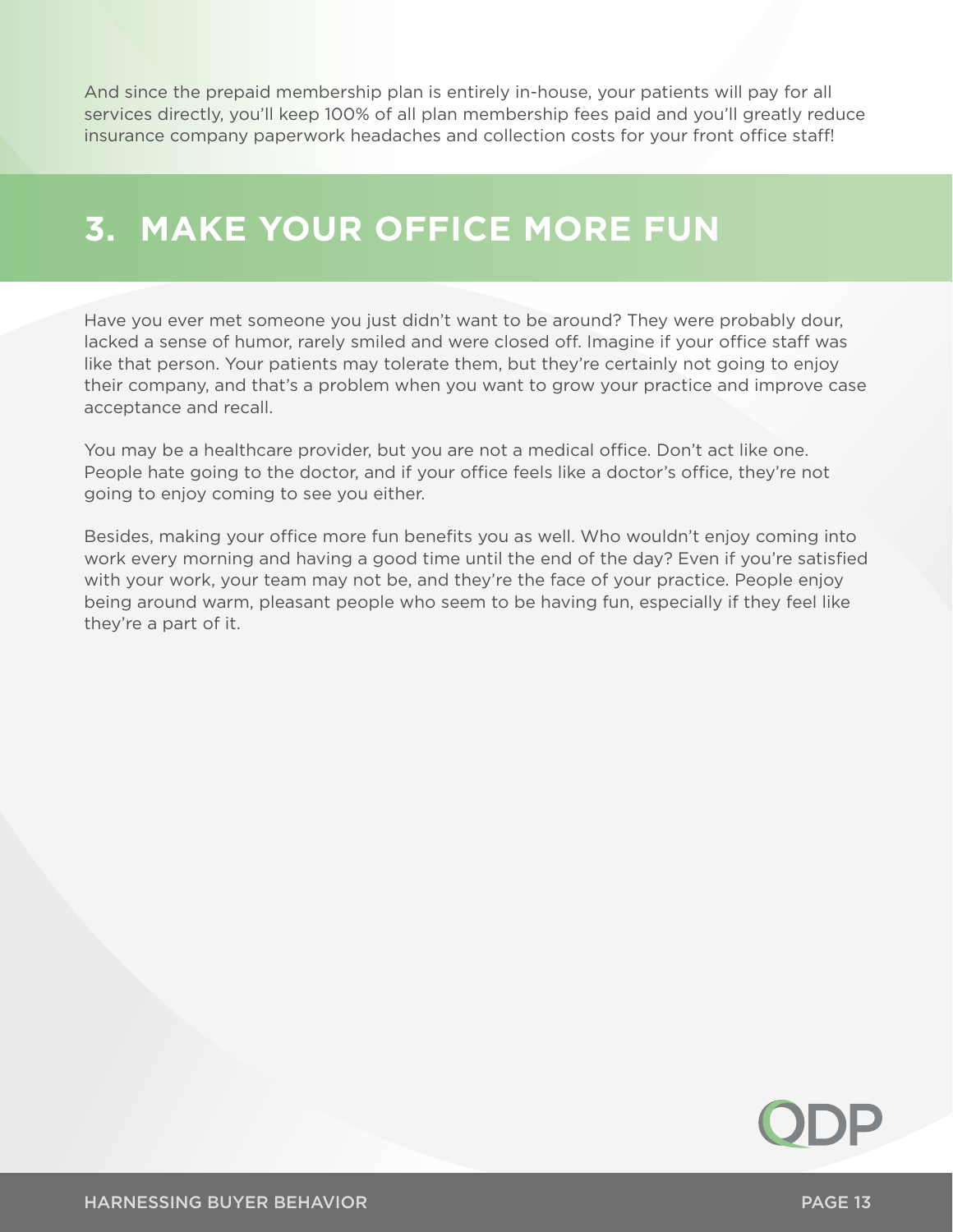And since the prepaid membership plan is entirely in-house, your patients will pay for all services directly, you'll keep 100% of all plan membership fees paid and you'll greatly reduce insurance company paperwork headaches and collection costs for your front office staff!

## 3. MAKE YOUR OFFICE MORE FUN

Have you ever met someone you just didn't want to be around? They were probably dour, lacked a sense of humor, rarely smiled and were closed off. Imagine if your office staff was like that person. Your patients may tolerate them, but they're certainly not going to enjoy their company, and that's a problem when you want to grow your practice and improve case acceptance and recall.

You may be a healthcare provider, but you are not a medical office. Don't act like one. People hate going to the doctor, and if your office feels like a doctor's office, they're not going to enjoy coming to see you either.

Besides, making your office more fun benefits you as well. Who wouldn't enjoy coming into work every morning and having a good time until the end of the day? Even if you're satisfied with your work, your team may not be, and they're the face of your practice. People enjoy being around warm, pleasant people who seem to be having fun, especially if they feel like they're a part of it.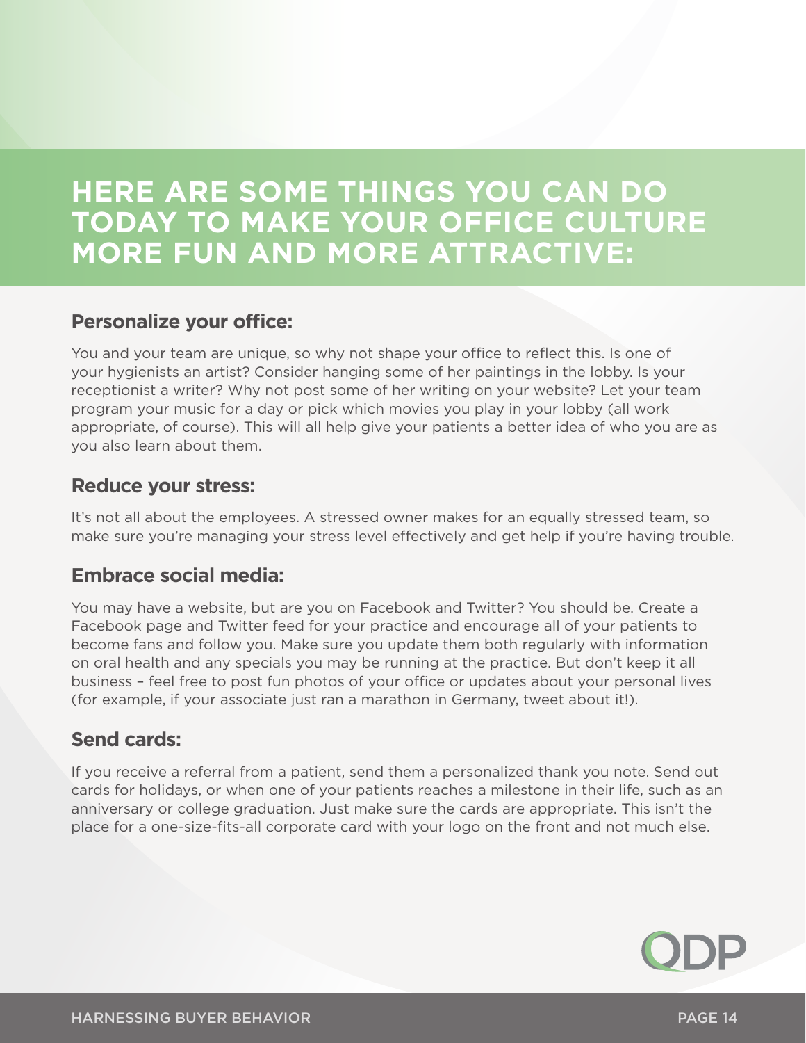# HERE ARE SOME THINGS YOU CAN DO TODAY TO MAKE YOUR OFFICE CULTURE MORE FUN AND MORE ATTRACTIVE:

## Personalize your office:

You and your team are unique, so why not shape your office to reflect this. Is one of your hygienists an artist? Consider hanging some of her paintings in the lobby. Is your receptionist a writer? Why not post some of her writing on your website? Let your team program your music for a day or pick which movies you play in your lobby (all work appropriate, of course). This will all help give your patients a better idea of who you are as you also learn about them.

## Reduce your stress:

It's not all about the employees. A stressed owner makes for an equally stressed team, so make sure you're managing your stress level effectively and get help if you're having trouble.

## Embrace social media:

You may have a website, but are you on Facebook and Twitter? You should be. Create a Facebook page and Twitter feed for your practice and encourage all of your patients to become fans and follow you. Make sure you update them both regularly with information on oral health and any specials you may be running at the practice. But don't keep it all business – feel free to post fun photos of your office or updates about your personal lives (for example, if your associate just ran a marathon in Germany, tweet about it!).

## Send cards:

If you receive a referral from a patient, send them a personalized thank you note. Send out cards for holidays, or when one of your patients reaches a milestone in their life, such as an anniversary or college graduation. Just make sure the cards are appropriate. This isn't the place for a one-size-fits-all corporate card with your logo on the front and not much else.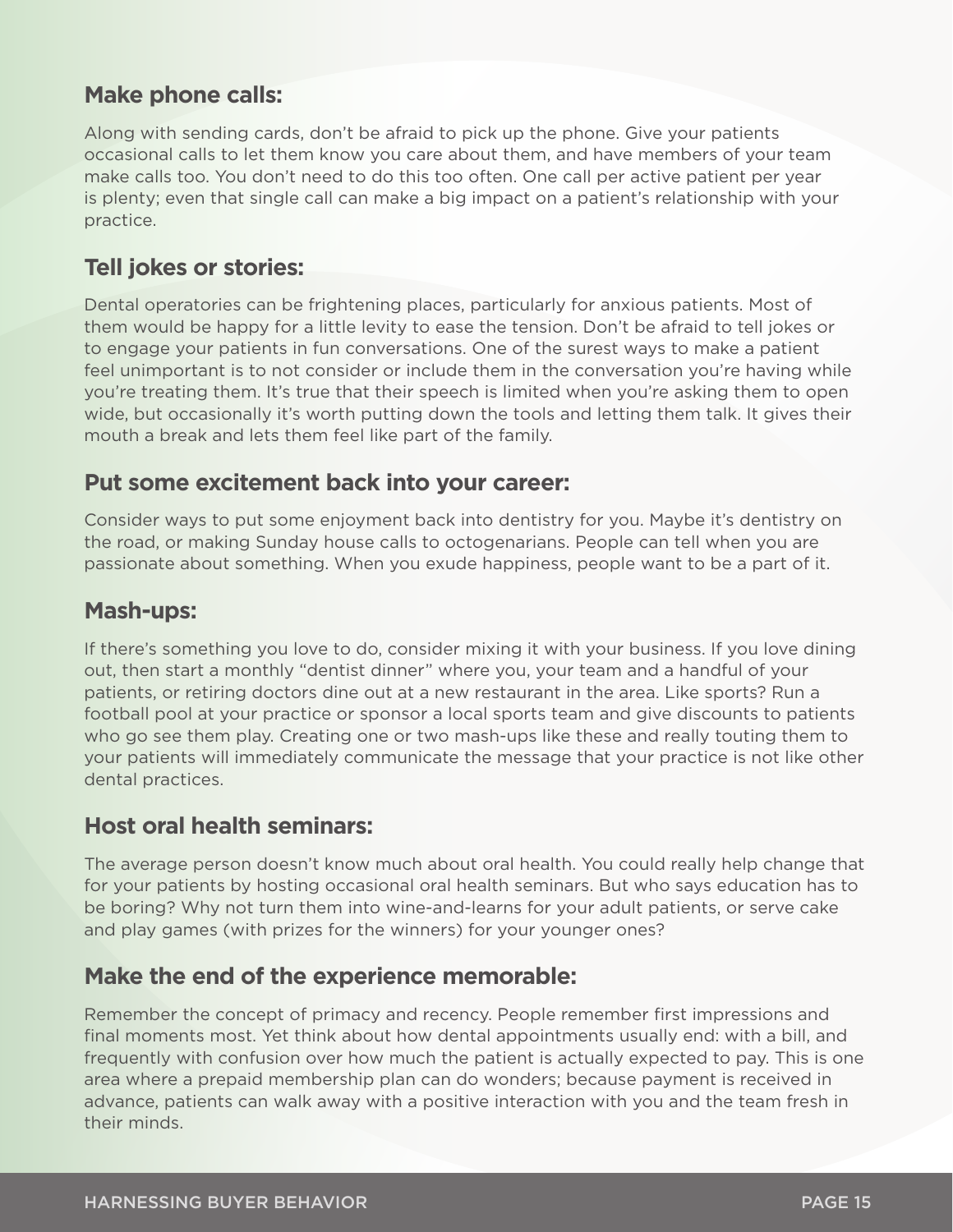### Make phone calls:

Along with sending cards, don't be afraid to pick up the phone. Give your patients occasional calls to let them know you care about them, and have members of your team make calls too. You don't need to do this too often. One call per active patient per year is plenty; even that single call can make a big impact on a patient's relationship with your practice.

### Tell jokes or stories:

Dental operatories can be frightening places, particularly for anxious patients. Most of them would be happy for a little levity to ease the tension. Don't be afraid to tell jokes or to engage your patients in fun conversations. One of the surest ways to make a patient feel unimportant is to not consider or include them in the conversation you're having while you're treating them. It's true that their speech is limited when you're asking them to open wide, but occasionally it's worth putting down the tools and letting them talk. It gives their mouth a break and lets them feel like part of the family.

### Put some excitement back into your career:

Consider ways to put some enjoyment back into dentistry for you. Maybe it's dentistry on the road, or making Sunday house calls to octogenarians. People can tell when you are passionate about something. When you exude happiness, people want to be a part of it.

### Mash-ups:

If there's something you love to do, consider mixing it with your business. If you love dining out, then start a monthly "dentist dinner" where you, your team and a handful of your patients, or retiring doctors dine out at a new restaurant in the area. Like sports? Run a football pool at your practice or sponsor a local sports team and give discounts to patients who go see them play. Creating one or two mash-ups like these and really touting them to your patients will immediately communicate the message that your practice is not like other dental practices.

### Host oral health seminars:

The average person doesn't know much about oral health. You could really help change that for your patients by hosting occasional oral health seminars. But who says education has to be boring? Why not turn them into wine-and-learns for your adult patients, or serve cake and play games (with prizes for the winners) for your younger ones?

### Make the end of the experience memorable:

Remember the concept of primacy and recency. People remember first impressions and final moments most. Yet think about how dental appointments usually end: with a bill, and frequently with confusion over how much the patient is actually expected to pay. This is one area where a prepaid membership plan can do wonders; because payment is received in advance, patients can walk away with a positive interaction with you and the team fresh in their minds.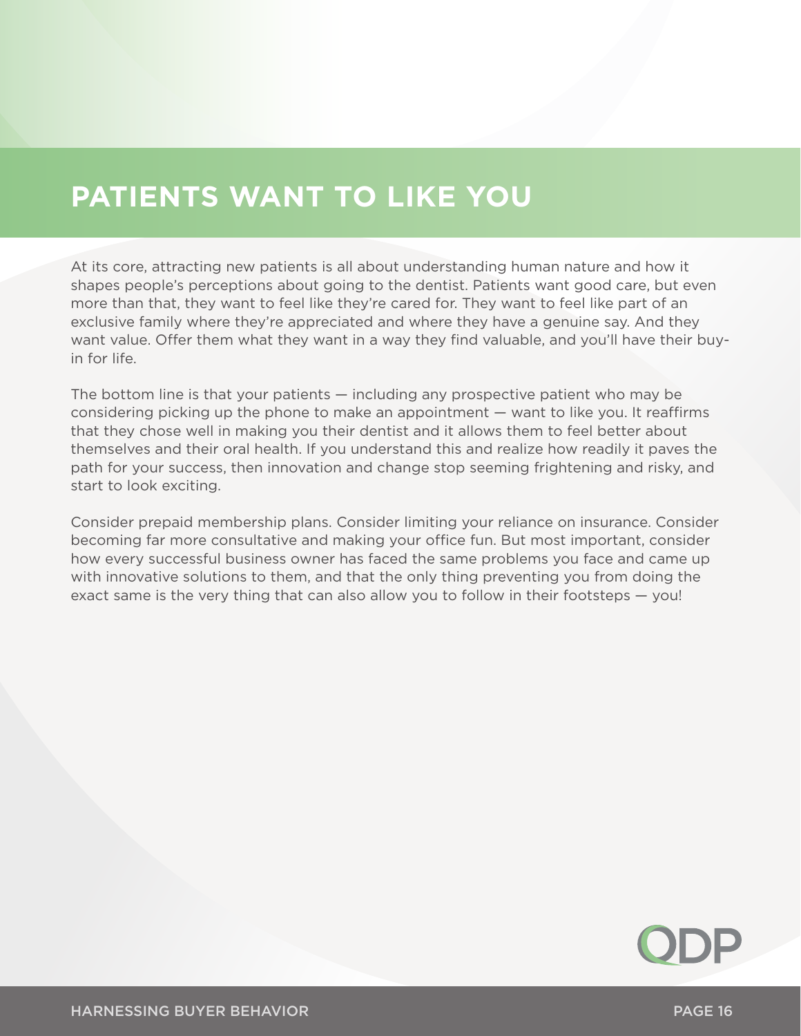# PATIENTS WANT TO LIKE YOU

At its core, attracting new patients is all about understanding human nature and how it shapes people's perceptions about going to the dentist. Patients want good care, but even more than that, they want to feel like they're cared for. They want to feel like part of an exclusive family where they're appreciated and where they have a genuine say. And they want value. Offer them what they want in a way they find valuable, and you'll have their buy-in for life.

The bottom line is that your patients — including any prospective patient who may be considering picking up the phone to make an appointment — want to like you. It reaffirms that they chose well in making you their dentist and it allows them to feel better about themselves and their oral health. If you understand this and realize how readily it paves the path for your success, then innovation and change stop seeming frightening and risky, and start to look exciting.

Consider prepaid membership plans. Consider limiting your reliance on insurance. Consider becoming far more consultative and making your office fun. But most important, consider how every successful business owner has faced the same problems you face and came up with innovative solutions to them, and that the only thing preventing you from doing the exact same is the very thing that can also allow you to follow in their footsteps — you!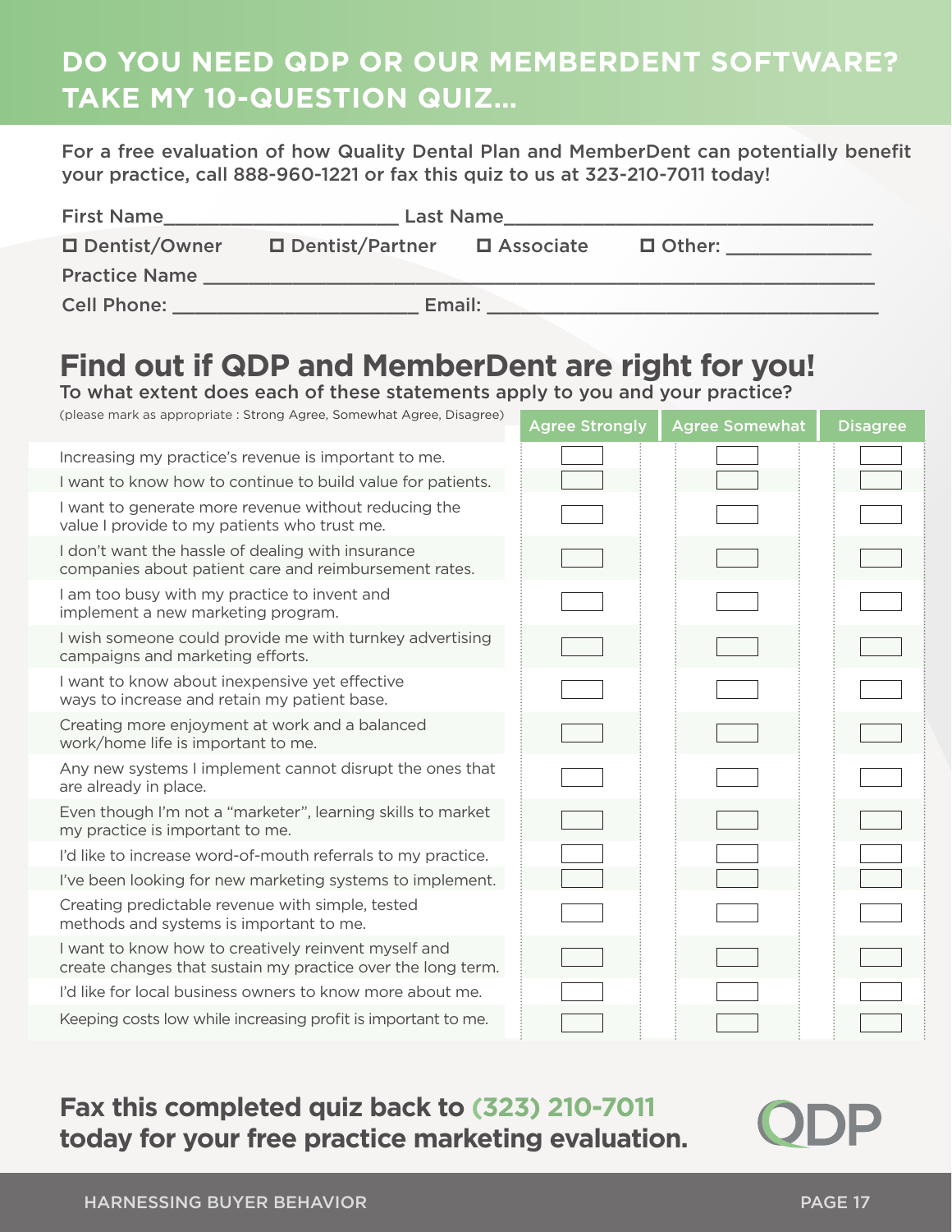# DO YOU NEED QDP OR OUR MEMBERDENT SOFTWARE? TAKE MY 10-QUESTION QUIZ...

For a free evaluation of how Quality Dental Plan and MemberDent can potentially benefit your practice, call 888-960-1221 or fax this quiz to us at 323-210-7011 today!

First Name____________________ Last Name________________________________

☐ Dentist/Owner ☐ Dentist/Partner ☐ Associate ☐ Other: ____________

Practice Name ______________________________________________________

Cell Phone: _____________________ Email: _________________________________

## Find out if QDP and MemberDent are right for you!

To what extent does each of these statements apply to you and your practice?

(please mark as appropriate : Strong Agree, Somewhat Agree, Disagree)

| | Agree Strongly | Agree Somewhat | Disagree |
|---|---|---|---|
| Increasing my practice's revenue is important to me. | ☐ | ☐ | ☐ |
| I want to know how to continue to build value for patients. | ☐ | ☐ | ☐ |
| I want to generate more revenue without reducing the value I provide to my patients who trust me. | ☐ | ☐ | ☐ |
| I don't want the hassle of dealing with insurance companies about patient care and reimbursement rates. | ☐ | ☐ | ☐ |
| I am too busy with my practice to invent and implement a new marketing program. | ☐ | ☐ | ☐ |
| I wish someone could provide me with turnkey advertising campaigns and marketing efforts. | ☐ | ☐ | ☐ |
| I want to know about inexpensive yet effective ways to increase and retain my patient base. | ☐ | ☐ | ☐ |
| Creating more enjoyment at work and a balanced work/home life is important to me. | ☐ | ☐ | ☐ |
| Any new systems I implement cannot disrupt the ones that are already in place. | ☐ | ☐ | ☐ |
| Even though I'm not a "marketer", learning skills to market my practice is important to me. | ☐ | ☐ | ☐ |
| I'd like to increase word-of-mouth referrals to my practice. | ☐ | ☐ | ☐ |
| I've been looking for new marketing systems to implement. | ☐ | ☐ | ☐ |
| Creating predictable revenue with simple, tested methods and systems is important to me. | ☐ | ☐ | ☐ |
| I want to know how to creatively reinvent myself and create changes that sustain my practice over the long term. | ☐ | ☐ | ☐ |
| I'd like for local business owners to know more about me. | ☐ | ☐ | ☐ |
| Keeping costs low while increasing profit is important to me. | ☐ | ☐ | ☐ |

**Fax this completed quiz back to (323) 210-7011 today for your free practice marketing evaluation.**

QDP